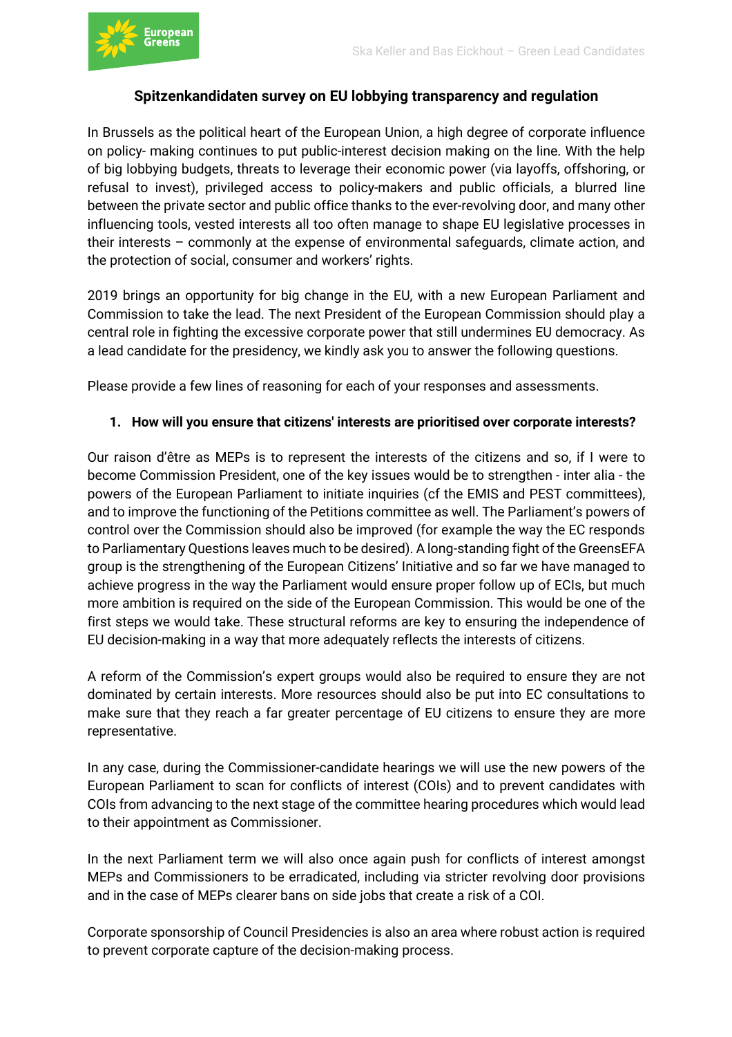# Spitzenkandidaten survey on EU lobbying transparency and regulation

In Brussels as the political heart of the European Union, a high degree of corporate influence on policy- making continues to put public-interest decision making on the line. With the help of big lobbying budgets, threats to leverage their economic power (via layoffs, offshoring, or refusal to invest), privileged access to policy-makers and public officials, a blurred line between the private sector and public office thanks to the ever-revolving door, and many other influencing tools, vested interests all too often manage to shape EU legislative processes in their interests – commonly at the expense of environmental safeguards, climate action, and the protection of social, consumer and workers' rights.

2019 brings an opportunity for big change in the EU, with a new European Parliament and Commission to take the lead. The next President of the European Commission should play a central role in fighting the excessive corporate power that still undermines EU democracy. As a lead candidate for the presidency, we kindly ask you to answer the following questions.

Please provide a few lines of reasoning for each of your responses and assessments.

1. **How will you ensure that citizens' interests are prioritised over corporate interests?**

Our raison d'être as MEPs is to represent the interests of the citizens and so, if I were to become Commission President, one of the key issues would be to strengthen - inter alia - the powers of the European Parliament to initiate inquiries (cf the EMIS and PEST committees), and to improve the functioning of the Petitions committee as well. The Parliament's powers of control over the Commission should also be improved (for example the way the EC responds to Parliamentary Questions leaves much to be desired). A long-standing fight of the GreensEFA group is the strengthening of the European Citizens' Initiative and so far we have managed to achieve progress in the way the Parliament would ensure proper follow up of ECIs, but much more ambition is required on the side of the European Commission. This would be one of the first steps we would take. These structural reforms are key to ensuring the independence of EU decision-making in a way that more adequately reflects the interests of citizens.

A reform of the Commission's expert groups would also be required to ensure they are not dominated by certain interests. More resources should also be put into EC consultations to make sure that they reach a far greater percentage of EU citizens to ensure they are more representative.

In any case, during the Commissioner-candidate hearings we will use the new powers of the European Parliament to scan for conflicts of interest (COIs) and to prevent candidates with COIs from advancing to the next stage of the committee hearing procedures which would lead to their appointment as Commissioner.

In the next Parliament term we will also once again push for conflicts of interest amongst MEPs and Commissioners to be erradicated, including via stricter revolving door provisions and in the case of MEPs clearer bans on side jobs that create a risk of a COI.

Corporate sponsorship of Council Presidencies is also an area where robust action is required to prevent corporate capture of the decision-making process.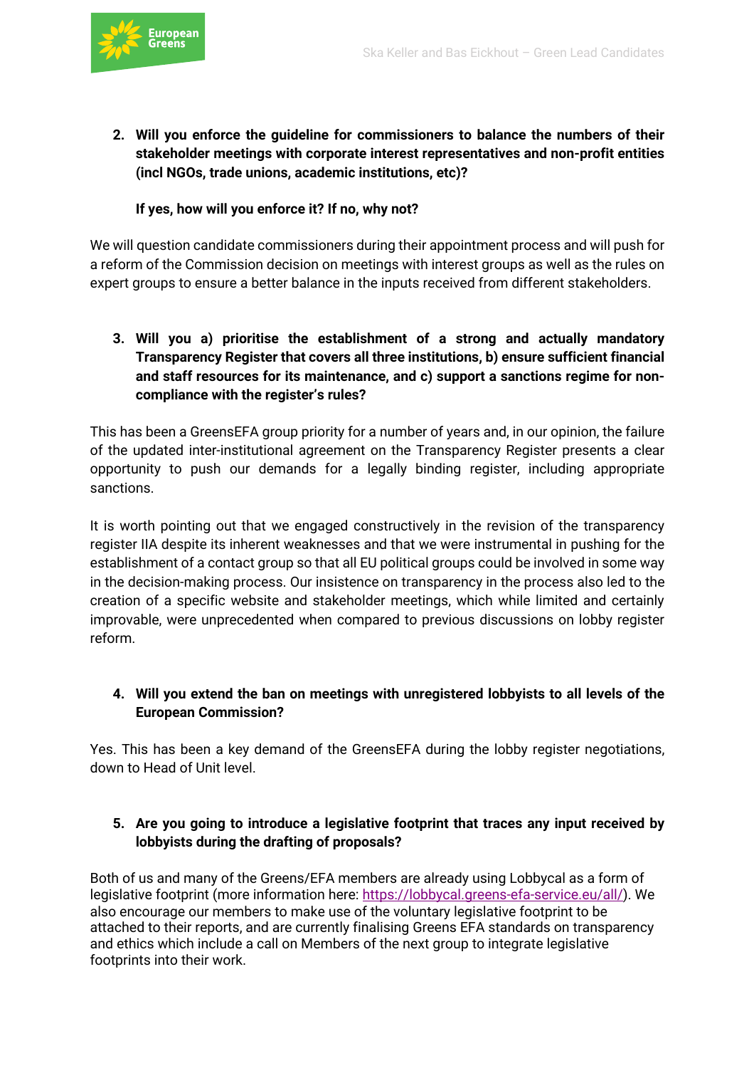2. **Will you enforce the guideline for commissioners to balance the numbers of their stakeholder meetings with corporate interest representatives and non-profit entities (incl NGOs, trade unions, academic institutions, etc)?**

   **If yes, how will you enforce it? If no, why not?**

We will question candidate commissioners during their appointment process and will push for a reform of the Commission decision on meetings with interest groups as well as the rules on expert groups to ensure a better balance in the inputs received from different stakeholders.

3. **Will you a) prioritise the establishment of a strong and actually mandatory Transparency Register that covers all three institutions, b) ensure sufficient financial and staff resources for its maintenance, and c) support a sanctions regime for non-compliance with the register's rules?**

This has been a GreensEFA group priority for a number of years and, in our opinion, the failure of the updated inter-institutional agreement on the Transparency Register presents a clear opportunity to push our demands for a legally binding register, including appropriate sanctions.

It is worth pointing out that we engaged constructively in the revision of the transparency register IIA despite its inherent weaknesses and that we were instrumental in pushing for the establishment of a contact group so that all EU political groups could be involved in some way in the decision-making process. Our insistence on transparency in the process also led to the creation of a specific website and stakeholder meetings, which while limited and certainly improvable, were unprecedented when compared to previous discussions on lobby register reform.

4. **Will you extend the ban on meetings with unregistered lobbyists to all levels of the European Commission?**

Yes. This has been a key demand of the GreensEFA during the lobby register negotiations, down to Head of Unit level.

5. **Are you going to introduce a legislative footprint that traces any input received by lobbyists during the drafting of proposals?**

Both of us and many of the Greens/EFA members are already using Lobbycal as a form of legislative footprint (more information here: [https://lobbycal.greens-efa-service.eu/all/](https://lobbycal.greens-efa-service.eu/all/)). We also encourage our members to make use of the voluntary legislative footprint to be attached to their reports, and are currently finalising Greens EFA standards on transparency and ethics which include a call on Members of the next group to integrate legislative footprints into their work.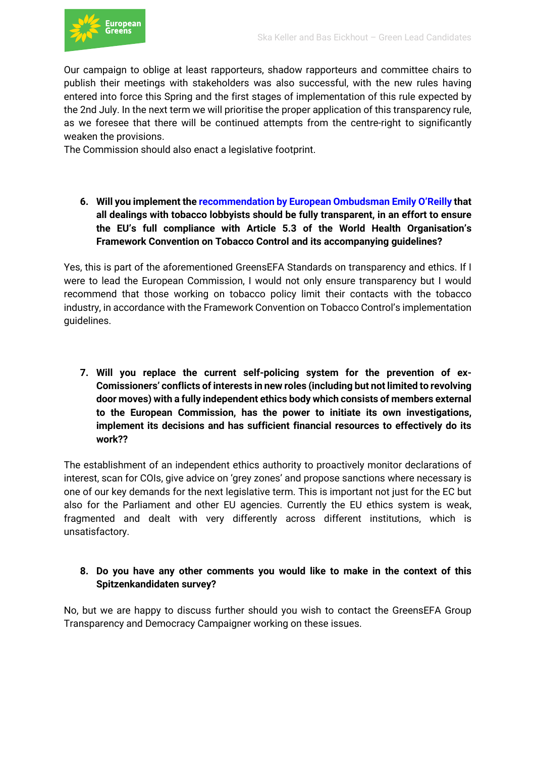Our campaign to oblige at least rapporteurs, shadow rapporteurs and committee chairs to publish their meetings with stakeholders was also successful, with the new rules having entered into force this Spring and the first stages of implementation of this rule expected by the 2nd July. In the next term we will prioritise the proper application of this transparency rule, as we foresee that there will be continued attempts from the centre-right to significantly weaken the provisions.
The Commission should also enact a legislative footprint.

6. **Will you implement the recommendation by European Ombudsman Emily O'Reilly that all dealings with tobacco lobbyists should be fully transparent, in an effort to ensure the EU's full compliance with Article 5.3 of the World Health Organisation's Framework Convention on Tobacco Control and its accompanying guidelines?**

Yes, this is part of the aforementioned GreensEFA Standards on transparency and ethics. If I were to lead the European Commission, I would not only ensure transparency but I would recommend that those working on tobacco policy limit their contacts with the tobacco industry, in accordance with the Framework Convention on Tobacco Control's implementation guidelines.

7. **Will you replace the current self-policing system for the prevention of ex-Comissioners' conflicts of interests in new roles (including but not limited to revolving door moves) with a fully independent ethics body which consists of members external to the European Commission, has the power to initiate its own investigations, implement its decisions and has sufficient financial resources to effectively do its work??**

The establishment of an independent ethics authority to proactively monitor declarations of interest, scan for COIs, give advice on 'grey zones' and propose sanctions where necessary is one of our key demands for the next legislative term. This is important not just for the EC but also for the Parliament and other EU agencies. Currently the EU ethics system is weak, fragmented and dealt with very differently across different institutions, which is unsatisfactory.

8. **Do you have any other comments you would like to make in the context of this Spitzenkandidaten survey?**

No, but we are happy to discuss further should you wish to contact the GreensEFA Group Transparency and Democracy Campaigner working on these issues.